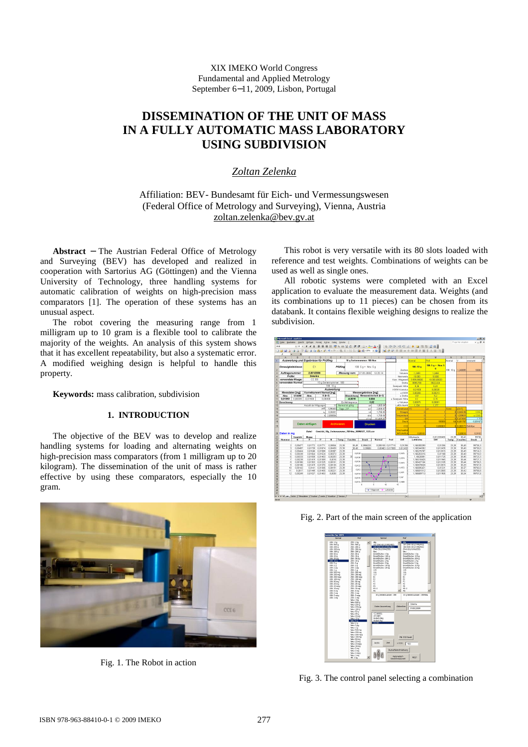XIX IMEKO World Congress
Fundamental and Applied Metrology
September 6−11, 2009, Lisbon, Portugal

# DISSEMINATION OF THE UNIT OF MASS IN A FULLY AUTOMATIC MASS LABORATORY USING SUBDIVISION

*Zoltan Zelenka*

Affiliation: BEV- Bundesamt für Eich- und Vermessungswesen
(Federal Office of Metrology and Surveying), Vienna, Austria
zoltan.zelenka@bev.gv.at

**Abstract** − The Austrian Federal Office of Metrology and Surveying (BEV) has developed and realized in cooperation with Sartorius AG (Göttingen) and the Vienna University of Technology, three handling systems for automatic calibration of weights on high-precision mass comparators [1]. The operation of these systems has an unusual aspect.

The robot covering the measuring range from 1 milligram up to 10 gram is a flexible tool to calibrate the majority of the weights. An analysis of this system shows that it has excellent repeatability, but also a systematic error. A modified weighing design is helpful to handle this property.

**Keywords:** mass calibration, subdivision

## 1. INTRODUCTION

The objective of the BEV was to develop and realize handling systems for loading and alternating weights on high-precision mass comparators (from 1 milligram up to 20 kilogram). The dissemination of the unit of mass is rather effective by using these comparators, especially the 10 gram.

Fig. 1. The Robot in action

This robot is very versatile with its 80 slots loaded with reference and test weights. Combinations of weights can be used as well as single ones.

All robotic systems were completed with an Excel application to evaluate the measurement data. Weights (and its combinations up to 11 pieces) can be chosen from its databank. It contains flexible weighing designs to realize the subdivision.

Fig. 2. Part of the main screen of the application

Fig. 3. The control panel selecting a combination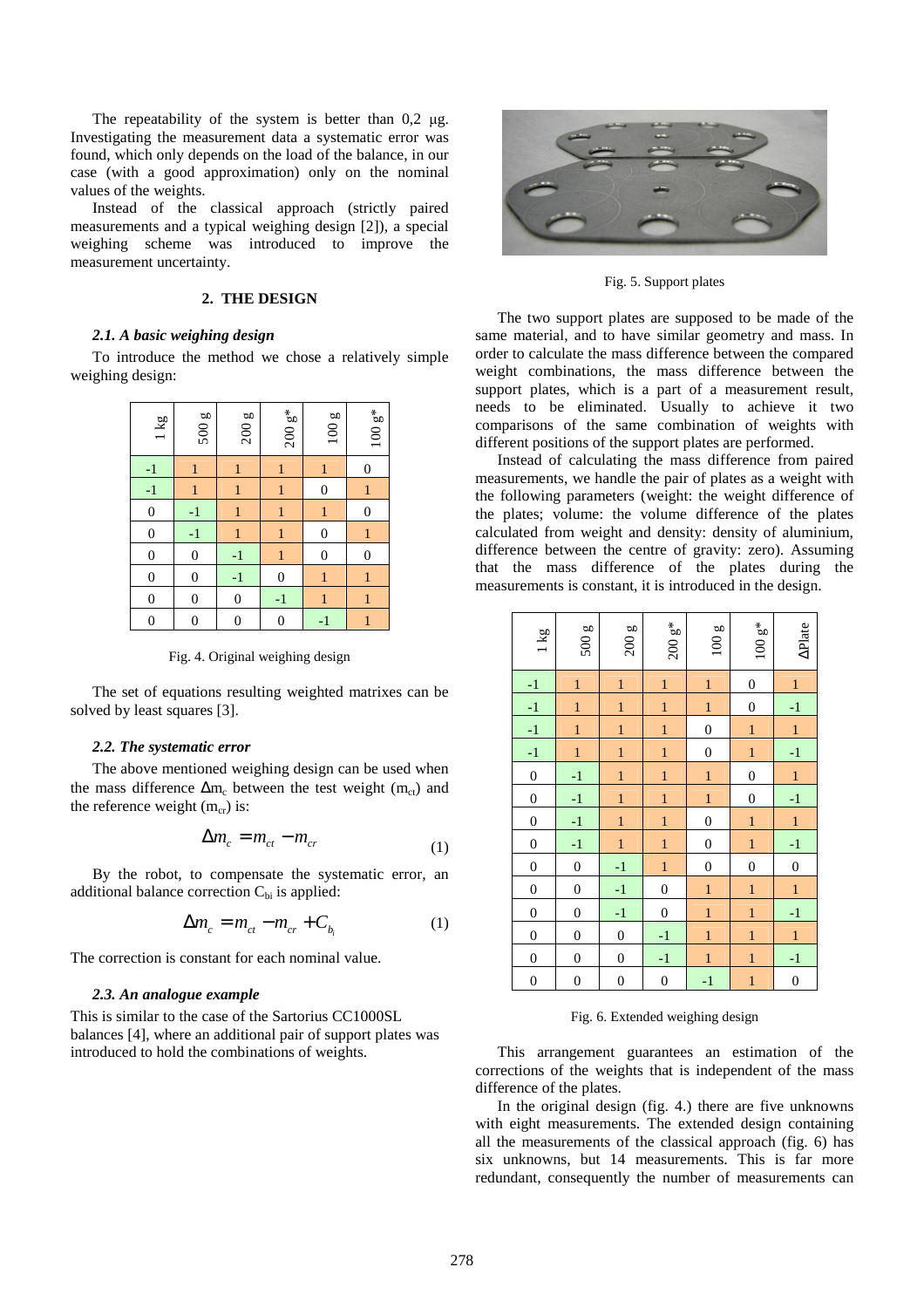The repeatability of the system is better than 0,2 μg. Investigating the measurement data a systematic error was found, which only depends on the load of the balance, in our case (with a good approximation) only on the nominal values of the weights.

Instead of the classical approach (strictly paired measurements and a typical weighing design [2]), a special weighing scheme was introduced to improve the measurement uncertainty.

## 2. THE DESIGN

### *2.1. A basic weighing design*

To introduce the method we chose a relatively simple weighing design:

| 1 kg | 500 g | 200 g | 200 g* | 100 g | 100 g* |
|---|---|---|---|---|---|
| -1 | 1 | 1 | 1 | 1 | 0 |
| -1 | 1 | 1 | 1 | 0 | 1 |
| 0 | -1 | 1 | 1 | 1 | 0 |
| 0 | -1 | 1 | 1 | 0 | 1 |
| 0 | 0 | -1 | 1 | 0 | 0 |
| 0 | 0 | -1 | 0 | 1 | 1 |
| 0 | 0 | 0 | -1 | 1 | 1 |
| 0 | 0 | 0 | 0 | -1 | 1 |

Fig. 4. Original weighing design

The set of equations resulting weighted matrixes can be solved by least squares [3].

### *2.2. The systematic error*

The above mentioned weighing design can be used when the mass difference $\Delta m_c$ between the test weight ($m_{ct}$) and the reference weight ($m_{cr}$) is:

$$\Delta m_c = m_{ct} - m_{cr} \tag{1}$$

By the robot, to compensate the systematic error, an additional balance correction $C_{bi}$ is applied:

$$\Delta m_c = m_{ct} - m_{cr} + C_{b_i} \tag{1}$$

The correction is constant for each nominal value.

### *2.3. An analogue example*

This is similar to the case of the Sartorius CC1000SL balances [4], where an additional pair of support plates was introduced to hold the combinations of weights.

Fig. 5. Support plates

The two support plates are supposed to be made of the same material, and to have similar geometry and mass. In order to calculate the mass difference between the compared weight combinations, the mass difference between the support plates, which is a part of a measurement result, needs to be eliminated. Usually to achieve it two comparisons of the same combination of weights with different positions of the support plates are performed.

Instead of calculating the mass difference from paired measurements, we handle the pair of plates as a weight with the following parameters (weight: the weight difference of the plates; volume: the volume difference of the plates calculated from weight and density: density of aluminium, difference between the centre of gravity: zero). Assuming that the mass difference of the plates during the measurements is constant, it is introduced in the design.

| 1 kg | 500 g | 200 g | 200 g* | 100 g | 100 g* | ΔPlate |
|---|---|---|---|---|---|---|
| -1 | 1 | 1 | 1 | 1 | 0 | 1 |
| -1 | 1 | 1 | 1 | 1 | 0 | -1 |
| -1 | 1 | 1 | 1 | 0 | 1 | 1 |
| -1 | 1 | 1 | 1 | 0 | 1 | -1 |
| 0 | -1 | 1 | 1 | 1 | 0 | 1 |
| 0 | -1 | 1 | 1 | 1 | 0 | -1 |
| 0 | -1 | 1 | 1 | 0 | 1 | 1 |
| 0 | -1 | 1 | 1 | 0 | 1 | -1 |
| 0 | 0 | -1 | 1 | 0 | 0 | 0 |
| 0 | 0 | -1 | 0 | 1 | 1 | 1 |
| 0 | 0 | -1 | 0 | 1 | 1 | -1 |
| 0 | 0 | 0 | -1 | 1 | 1 | 1 |
| 0 | 0 | 0 | -1 | 1 | 1 | -1 |
| 0 | 0 | 0 | 0 | -1 | 1 | 0 |

Fig. 6. Extended weighing design

This arrangement guarantees an estimation of the corrections of the weights that is independent of the mass difference of the plates.

In the original design (fig. 4.) there are five unknowns with eight measurements. The extended design containing all the measurements of the classical approach (fig. 6) has six unknowns, but 14 measurements. This is far more redundant, consequently the number of measurements can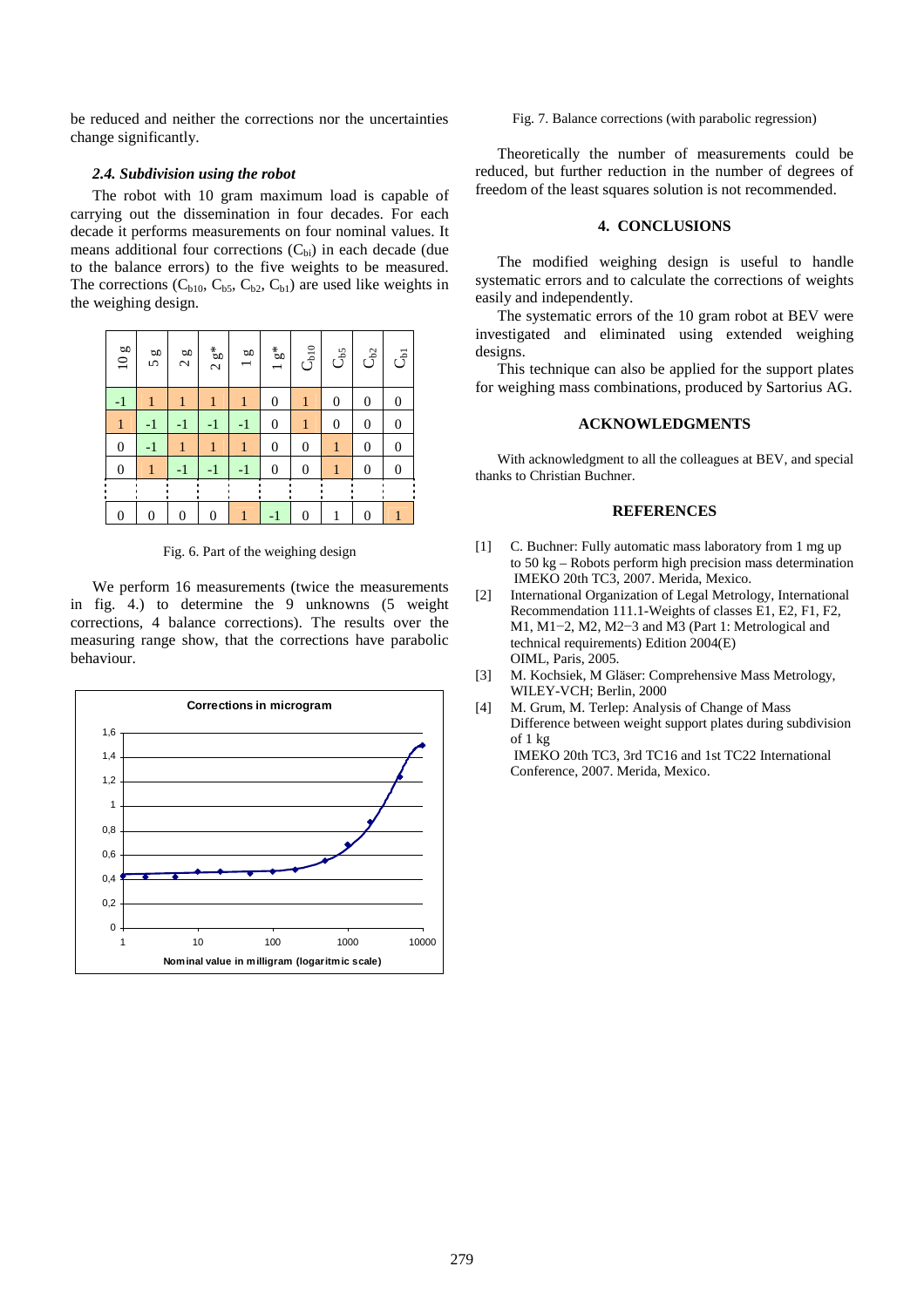be reduced and neither the corrections nor the uncertainties change significantly.

### *2.4. Subdivision using the robot*

The robot with 10 gram maximum load is capable of carrying out the dissemination in four decades. For each decade it performs measurements on four nominal values. It means additional four corrections ($C_{bi}$) in each decade (due to the balance errors) to the five weights to be measured. The corrections ($C_{b10}$, $C_{b5}$, $C_{b2}$, $C_{b1}$) are used like weights in the weighing design.

| 10 g | 5 g | 2 g | 2 g* | 1 g | 1 g* | $C_{b10}$ | $C_{b5}$ | $C_{b2}$ | $C_{b1}$ |
|---|---|---|---|---|---|---|---|---|---|
| -1 | 1 | 1 | 1 | 1 | 0 | 1 | 0 | 0 | 0 |
| 1 | -1 | -1 | -1 | -1 | 0 | 1 | 0 | 0 | 0 |
| 0 | -1 | 1 | 1 | 1 | 0 | 0 | 1 | 0 | 0 |
| 0 | 1 | -1 | -1 | -1 | 0 | 0 | 1 | 0 | 0 |
| | | | | | | | | | |
| 0 | 0 | 0 | 0 | 1 | -1 | 0 | 1 | 0 | 1 |

Fig. 6. Part of the weighing design

We perform 16 measurements (twice the measurements in fig. 4.) to determine the 9 unknowns (5 weight corrections, 4 balance corrections). The results over the measuring range show, that the corrections have parabolic behaviour.

Corrections in microgram

1,6
1,4
1,2
1
0,8
0,6
0,4
0,2
0

1
10
100
1000
10000

Nominal value in milligram (logaritmic scale)

Fig. 7. Balance corrections (with parabolic regression)

Theoretically the number of measurements could be reduced, but further reduction in the number of degrees of freedom of the least squares solution is not recommended.

## 4. CONCLUSIONS

The modified weighing design is useful to handle systematic errors and to calculate the corrections of weights easily and independently.

The systematic errors of the 10 gram robot at BEV were investigated and eliminated using extended weighing designs.

This technique can also be applied for the support plates for weighing mass combinations, produced by Sartorius AG.

## ACKNOWLEDGMENTS

With acknowledgment to all the colleagues at BEV, and special thanks to Christian Buchner.

## REFERENCES

[1] C. Buchner: Fully automatic mass laboratory from 1 mg up to 50 kg – Robots perform high precision mass determination IMEKO 20th TC3, 2007. Merida, Mexico.

[2] International Organization of Legal Metrology, International Recommendation 111.1-Weights of classes E1, E2, F1, F2, M1, M1−2, M2, M2−3 and M3 (Part 1: Metrological and technical requirements) Edition 2004(E) OIML, Paris, 2005.

[3] M. Kochsiek, M Gläser: Comprehensive Mass Metrology, WILEY-VCH; Berlin, 2000

[4] M. Grum, M. Terlep: Analysis of Change of Mass Difference between weight support plates during subdivision of 1 kg IMEKO 20th TC3, 3rd TC16 and 1st TC22 International Conference, 2007. Merida, Mexico.